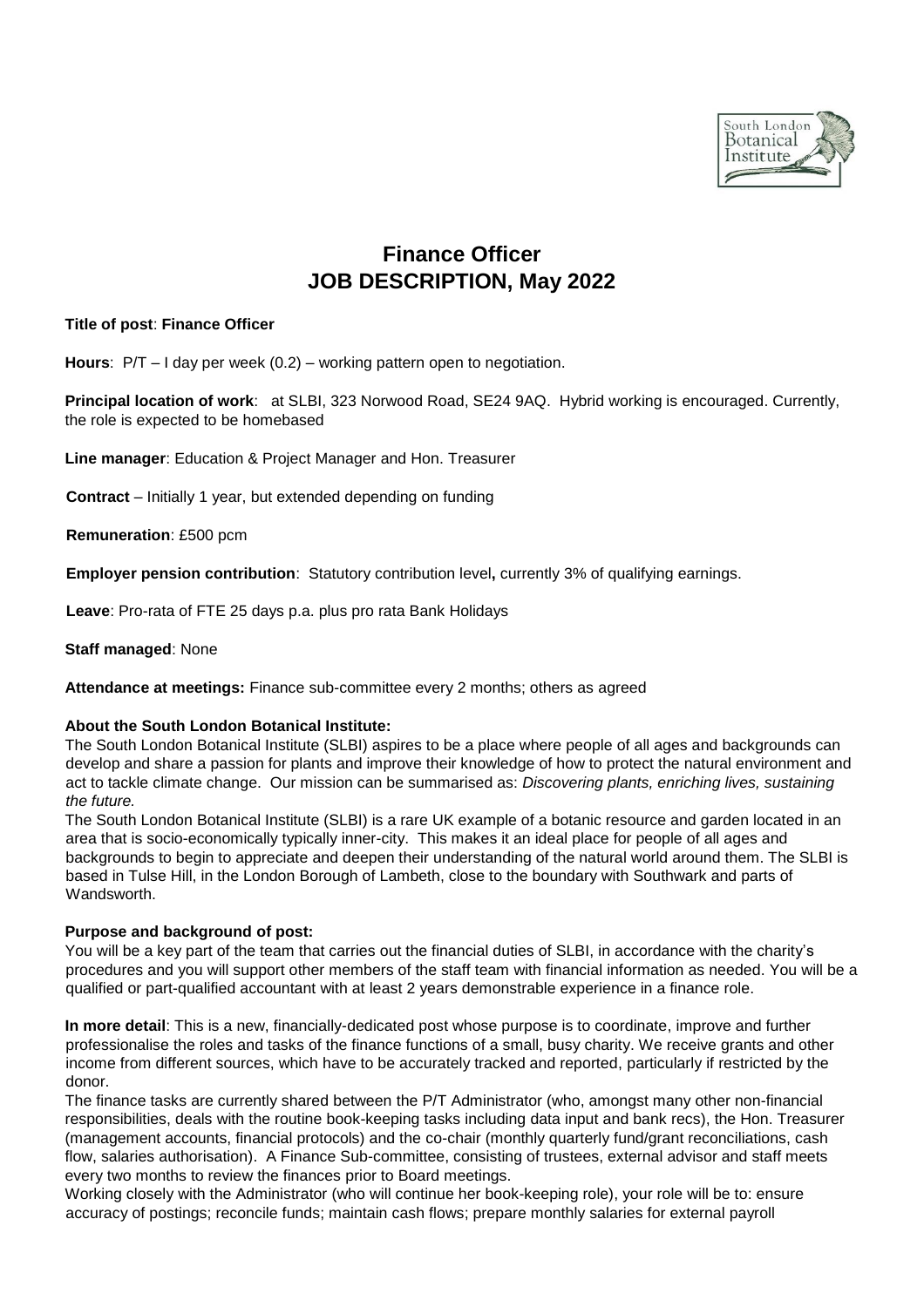# Finance Officer
# JOB DESCRIPTION, May 2022

**Title of post**: **Finance Officer**

**Hours**: P/T – I day per week (0.2) – working pattern open to negotiation.

**Principal location of work**: at SLBI, 323 Norwood Road, SE24 9AQ. Hybrid working is encouraged. Currently, the role is expected to be homebased

**Line manager**: Education & Project Manager and Hon. Treasurer

**Contract** – Initially 1 year, but extended depending on funding

**Remuneration**: £500 pcm

**Employer pension contribution**: Statutory contribution level**,** currently 3% of qualifying earnings.

**Leave**: Pro-rata of FTE 25 days p.a. plus pro rata Bank Holidays

**Staff managed**: None

**Attendance at meetings:** Finance sub-committee every 2 months; others as agreed

**About the South London Botanical Institute:**

The South London Botanical Institute (SLBI) aspires to be a place where people of all ages and backgrounds can develop and share a passion for plants and improve their knowledge of how to protect the natural environment and act to tackle climate change. Our mission can be summarised as: *Discovering plants, enriching lives, sustaining the future.*

The South London Botanical Institute (SLBI) is a rare UK example of a botanic resource and garden located in an area that is socio-economically typically inner-city. This makes it an ideal place for people of all ages and backgrounds to begin to appreciate and deepen their understanding of the natural world around them. The SLBI is based in Tulse Hill, in the London Borough of Lambeth, close to the boundary with Southwark and parts of Wandsworth.

**Purpose and background of post:**

You will be a key part of the team that carries out the financial duties of SLBI, in accordance with the charity's procedures and you will support other members of the staff team with financial information as needed. You will be a qualified or part-qualified accountant with at least 2 years demonstrable experience in a finance role.

**In more detail**: This is a new, financially-dedicated post whose purpose is to coordinate, improve and further professionalise the roles and tasks of the finance functions of a small, busy charity. We receive grants and other income from different sources, which have to be accurately tracked and reported, particularly if restricted by the donor.

The finance tasks are currently shared between the P/T Administrator (who, amongst many other non-financial responsibilities, deals with the routine book-keeping tasks including data input and bank recs), the Hon. Treasurer (management accounts, financial protocols) and the co-chair (monthly quarterly fund/grant reconciliations, cash flow, salaries authorisation). A Finance Sub-committee, consisting of trustees, external advisor and staff meets every two months to review the finances prior to Board meetings.

Working closely with the Administrator (who will continue her book-keeping role), your role will be to: ensure accuracy of postings; reconcile funds; maintain cash flows; prepare monthly salaries for external payroll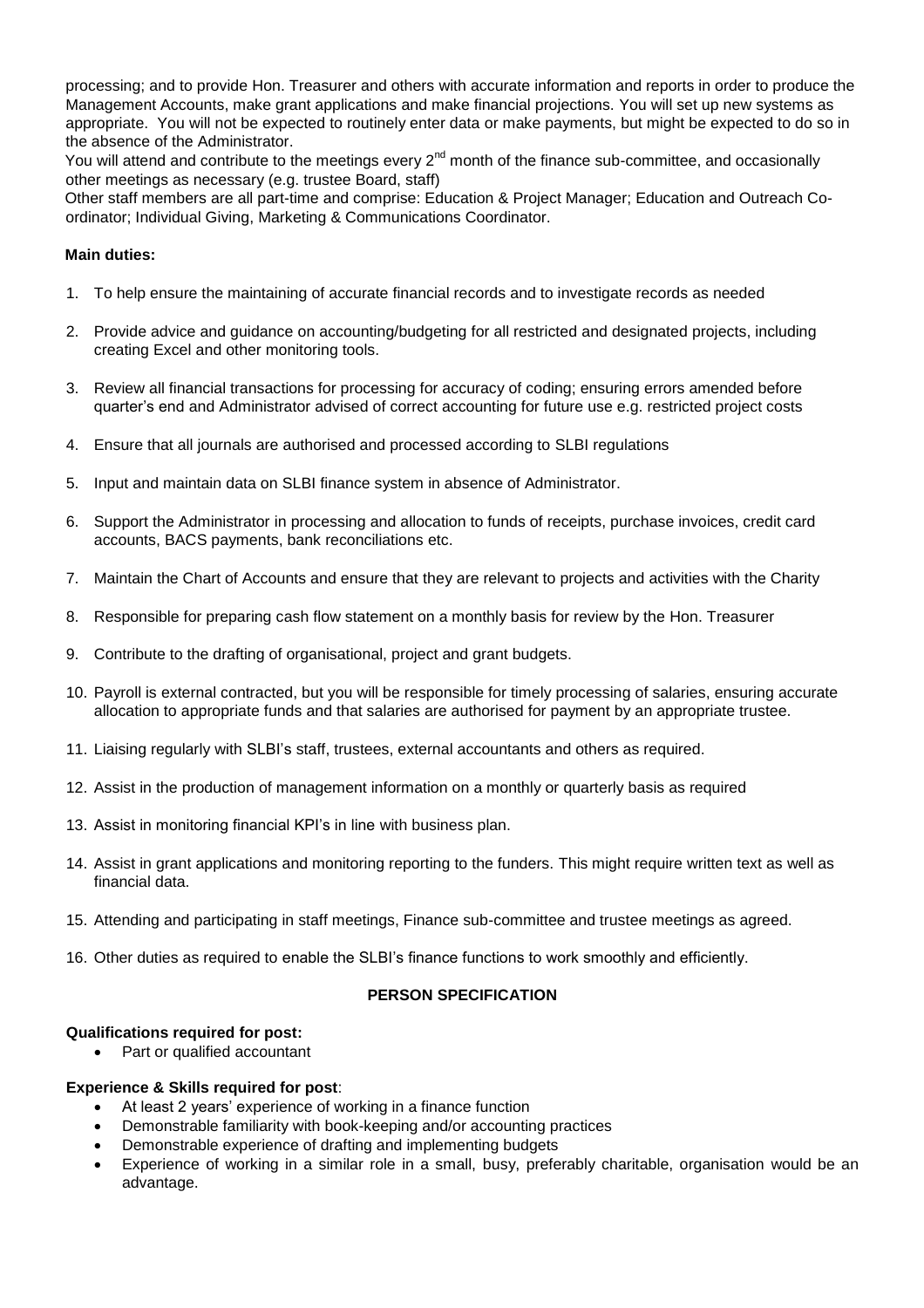processing; and to provide Hon. Treasurer and others with accurate information and reports in order to produce the Management Accounts, make grant applications and make financial projections. You will set up new systems as appropriate. You will not be expected to routinely enter data or make payments, but might be expected to do so in the absence of the Administrator.

You will attend and contribute to the meetings every 2nd month of the finance sub-committee, and occasionally other meetings as necessary (e.g. trustee Board, staff)

Other staff members are all part-time and comprise: Education & Project Manager; Education and Outreach Co-ordinator; Individual Giving, Marketing & Communications Coordinator.

**Main duties:**

1. To help ensure the maintaining of accurate financial records and to investigate records as needed
2. Provide advice and guidance on accounting/budgeting for all restricted and designated projects, including creating Excel and other monitoring tools.
3. Review all financial transactions for processing for accuracy of coding; ensuring errors amended before quarter's end and Administrator advised of correct accounting for future use e.g. restricted project costs
4. Ensure that all journals are authorised and processed according to SLBI regulations
5. Input and maintain data on SLBI finance system in absence of Administrator.
6. Support the Administrator in processing and allocation to funds of receipts, purchase invoices, credit card accounts, BACS payments, bank reconciliations etc.
7. Maintain the Chart of Accounts and ensure that they are relevant to projects and activities with the Charity
8. Responsible for preparing cash flow statement on a monthly basis for review by the Hon. Treasurer
9. Contribute to the drafting of organisational, project and grant budgets.
10. Payroll is external contracted, but you will be responsible for timely processing of salaries, ensuring accurate allocation to appropriate funds and that salaries are authorised for payment by an appropriate trustee.
11. Liaising regularly with SLBI's staff, trustees, external accountants and others as required.
12. Assist in the production of management information on a monthly or quarterly basis as required
13. Assist in monitoring financial KPI's in line with business plan.
14. Assist in grant applications and monitoring reporting to the funders. This might require written text as well as financial data.
15. Attending and participating in staff meetings, Finance sub-committee and trustee meetings as agreed.
16. Other duties as required to enable the SLBI's finance functions to work smoothly and efficiently.

## PERSON SPECIFICATION

**Qualifications required for post:**

- Part or qualified accountant

**Experience & Skills required for post**:

- At least 2 years' experience of working in a finance function
- Demonstrable familiarity with book-keeping and/or accounting practices
- Demonstrable experience of drafting and implementing budgets
- Experience of working in a similar role in a small, busy, preferably charitable, organisation would be an advantage.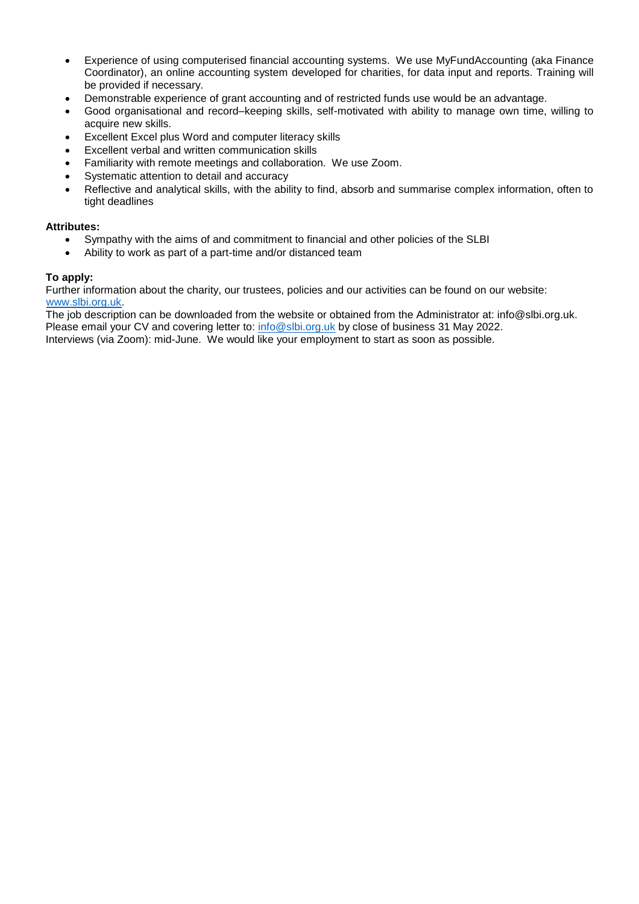- Experience of using computerised financial accounting systems. We use MyFundAccounting (aka Finance Coordinator), an online accounting system developed for charities, for data input and reports. Training will be provided if necessary.
- Demonstrable experience of grant accounting and of restricted funds use would be an advantage.
- Good organisational and record–keeping skills, self-motivated with ability to manage own time, willing to acquire new skills.
- Excellent Excel plus Word and computer literacy skills
- Excellent verbal and written communication skills
- Familiarity with remote meetings and collaboration. We use Zoom.
- Systematic attention to detail and accuracy
- Reflective and analytical skills, with the ability to find, absorb and summarise complex information, often to tight deadlines

**Attributes:**

- Sympathy with the aims of and commitment to financial and other policies of the SLBI
- Ability to work as part of a part-time and/or distanced team

**To apply:**

Further information about the charity, our trustees, policies and our activities can be found on our website: www.slbi.org.uk.
The job description can be downloaded from the website or obtained from the Administrator at: info@slbi.org.uk.
Please email your CV and covering letter to: info@slbi.org.uk by close of business 31 May 2022.
Interviews (via Zoom): mid-June. We would like your employment to start as soon as possible.